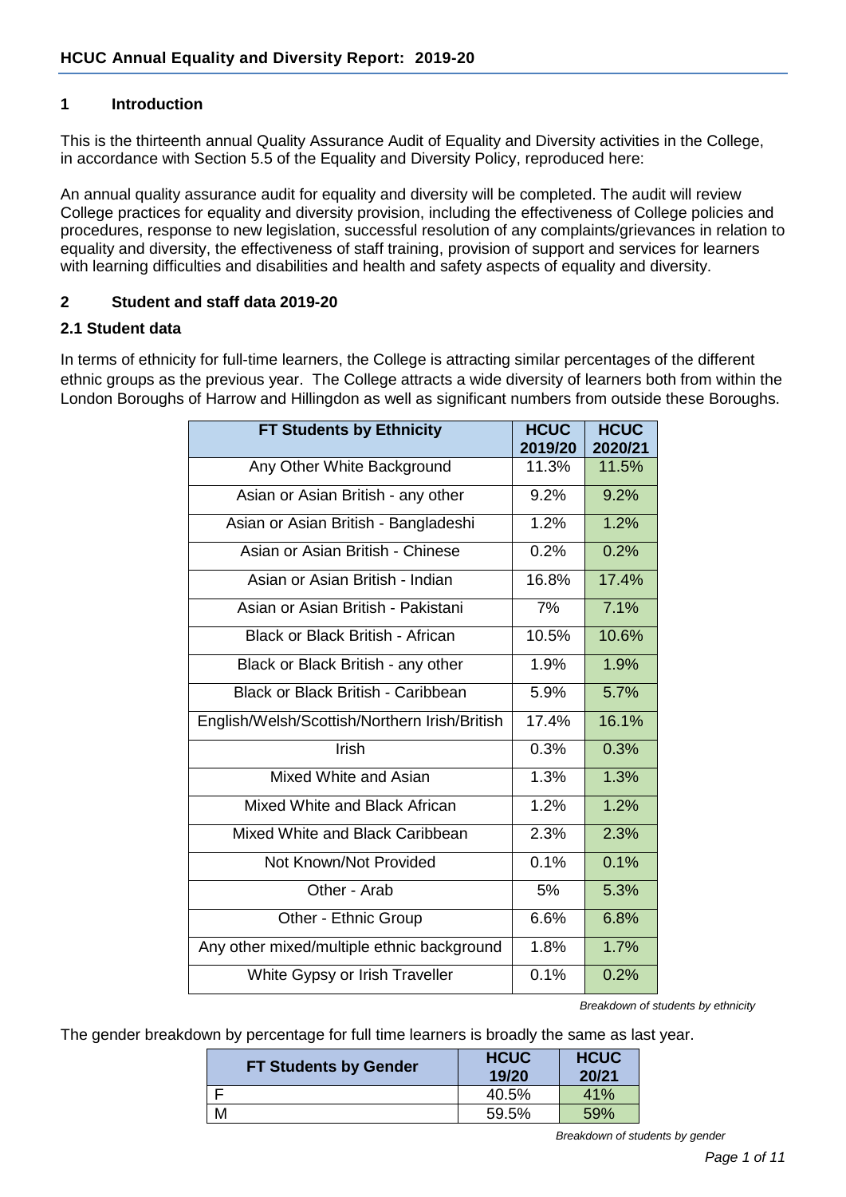# HCUC Annual Equality and Diversity Report: 2019-20

## 1 Introduction

This is the thirteenth annual Quality Assurance Audit of Equality and Diversity activities in the College, in accordance with Section 5.5 of the Equality and Diversity Policy, reproduced here:

An annual quality assurance audit for equality and diversity will be completed. The audit will review College practices for equality and diversity provision, including the effectiveness of College policies and procedures, response to new legislation, successful resolution of any complaints/grievances in relation to equality and diversity, the effectiveness of staff training, provision of support and services for learners with learning difficulties and disabilities and health and safety aspects of equality and diversity.

## 2 Student and staff data 2019-20

### 2.1 Student data

In terms of ethnicity for full-time learners, the College is attracting similar percentages of the different ethnic groups as the previous year. The College attracts a wide diversity of learners both from within the London Boroughs of Harrow and Hillingdon as well as significant numbers from outside these Boroughs.

| FT Students by Ethnicity | HCUC 2019/20 | HCUC 2020/21 |
|---|---|---|
| Any Other White Background | 11.3% | 11.5% |
| Asian or Asian British - any other | 9.2% | 9.2% |
| Asian or Asian British - Bangladeshi | 1.2% | 1.2% |
| Asian or Asian British - Chinese | 0.2% | 0.2% |
| Asian or Asian British - Indian | 16.8% | 17.4% |
| Asian or Asian British - Pakistani | 7% | 7.1% |
| Black or Black British - African | 10.5% | 10.6% |
| Black or Black British - any other | 1.9% | 1.9% |
| Black or Black British - Caribbean | 5.9% | 5.7% |
| English/Welsh/Scottish/Northern Irish/British | 17.4% | 16.1% |
| Irish | 0.3% | 0.3% |
| Mixed White and Asian | 1.3% | 1.3% |
| Mixed White and Black African | 1.2% | 1.2% |
| Mixed White and Black Caribbean | 2.3% | 2.3% |
| Not Known/Not Provided | 0.1% | 0.1% |
| Other - Arab | 5% | 5.3% |
| Other - Ethnic Group | 6.6% | 6.8% |
| Any other mixed/multiple ethnic background | 1.8% | 1.7% |
| White Gypsy or Irish Traveller | 0.1% | 0.2% |

*Breakdown of students by ethnicity*

The gender breakdown by percentage for full time learners is broadly the same as last year.

| FT Students by Gender | HCUC 19/20 | HCUC 20/21 |
|---|---|---|
| F | 40.5% | 41% |
| M | 59.5% | 59% |

*Breakdown of students by gender*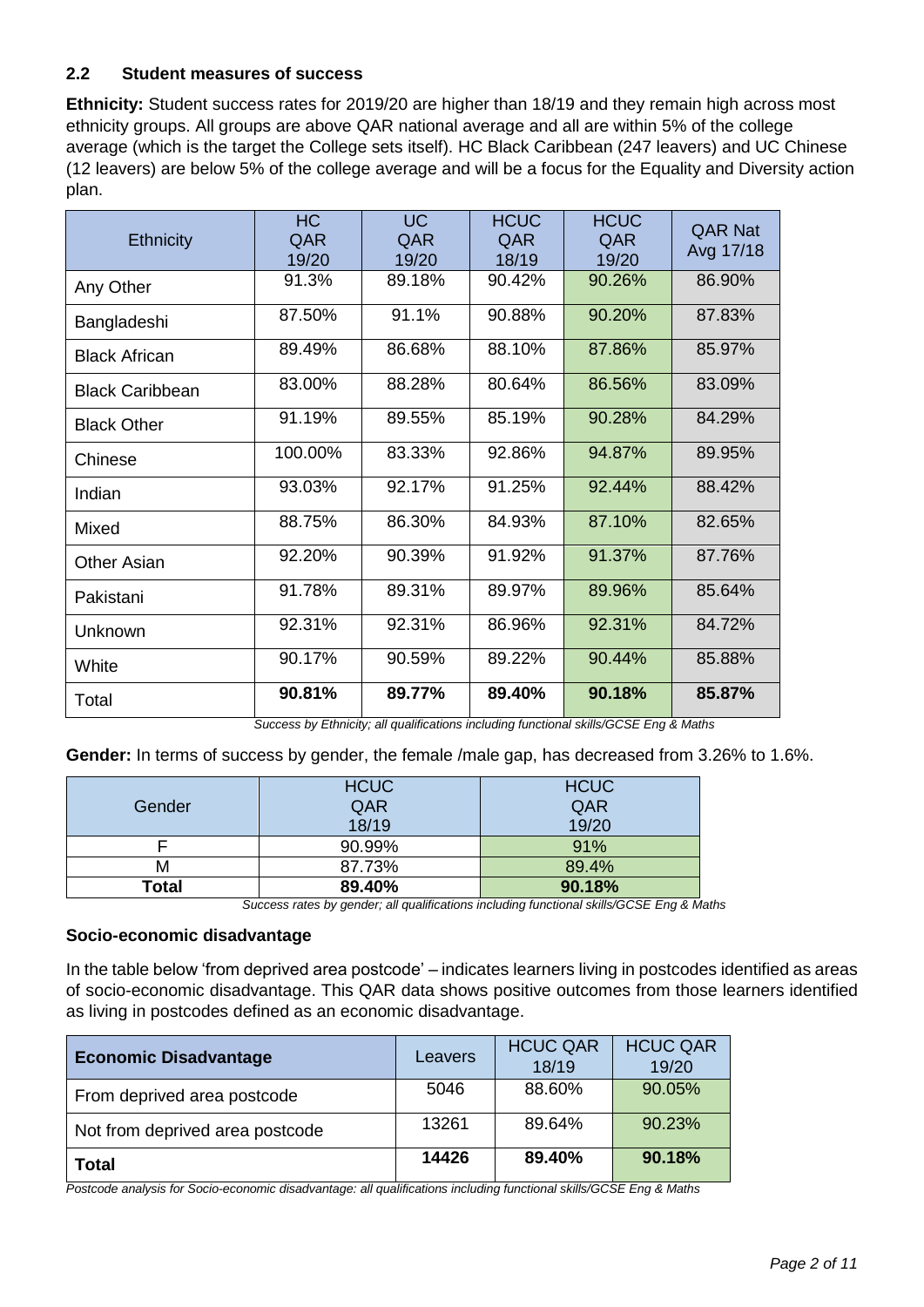### 2.2 Student measures of success

**Ethnicity:** Student success rates for 2019/20 are higher than 18/19 and they remain high across most ethnicity groups. All groups are above QAR national average and all are within 5% of the college average (which is the target the College sets itself). HC Black Caribbean (247 leavers) and UC Chinese (12 leavers) are below 5% of the college average and will be a focus for the Equality and Diversity action plan.

| Ethnicity | HC QAR 19/20 | UC QAR 19/20 | HCUC QAR 18/19 | HCUC QAR 19/20 | QAR Nat Avg 17/18 |
|---|---|---|---|---|---|
| Any Other | 91.3% | 89.18% | 90.42% | 90.26% | 86.90% |
| Bangladeshi | 87.50% | 91.1% | 90.88% | 90.20% | 87.83% |
| Black African | 89.49% | 86.68% | 88.10% | 87.86% | 85.97% |
| Black Caribbean | 83.00% | 88.28% | 80.64% | 86.56% | 83.09% |
| Black Other | 91.19% | 89.55% | 85.19% | 90.28% | 84.29% |
| Chinese | 100.00% | 83.33% | 92.86% | 94.87% | 89.95% |
| Indian | 93.03% | 92.17% | 91.25% | 92.44% | 88.42% |
| Mixed | 88.75% | 86.30% | 84.93% | 87.10% | 82.65% |
| Other Asian | 92.20% | 90.39% | 91.92% | 91.37% | 87.76% |
| Pakistani | 91.78% | 89.31% | 89.97% | 89.96% | 85.64% |
| Unknown | 92.31% | 92.31% | 86.96% | 92.31% | 84.72% |
| White | 90.17% | 90.59% | 89.22% | 90.44% | 85.88% |
| Total | **90.81%** | **89.77%** | **89.40%** | **90.18%** | **85.87%** |

*Success by Ethnicity; all qualifications including functional skills/GCSE Eng & Maths*

**Gender:** In terms of success by gender, the female /male gap, has decreased from 3.26% to 1.6%.

| Gender | HCUC QAR 18/19 | HCUC QAR 19/20 |
|---|---|---|
| F | 90.99% | 91% |
| M | 87.73% | 89.4% |
| **Total** | **89.40%** | **90.18%** |

*Success rates by gender; all qualifications including functional skills/GCSE Eng & Maths*

#### Socio-economic disadvantage

In the table below 'from deprived area postcode' – indicates learners living in postcodes identified as areas of socio-economic disadvantage. This QAR data shows positive outcomes from those learners identified as living in postcodes defined as an economic disadvantage.

| **Economic Disadvantage** | Leavers | HCUC QAR 18/19 | HCUC QAR 19/20 |
|---|---|---|---|
| From deprived area postcode | 5046 | 88.60% | 90.05% |
| Not from deprived area postcode | 13261 | 89.64% | 90.23% |
| **Total** | **14426** | **89.40%** | **90.18%** |

*Postcode analysis for Socio-economic disadvantage: all qualifications including functional skills/GCSE Eng & Maths*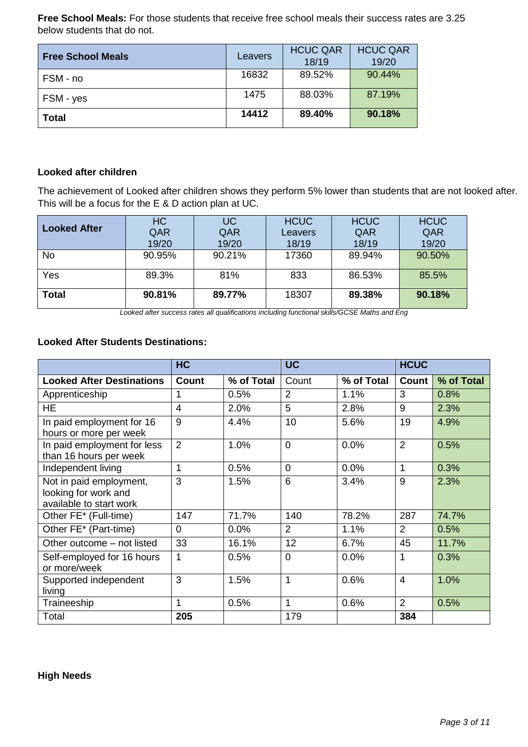**Free School Meals:** For those students that receive free school meals their success rates are 3.25 below students that do not.

| **Free School Meals** | Leavers | HCUC QAR 18/19 | HCUC QAR 19/20 |
|---|---|---|---|
| FSM - no | 16832 | 89.52% | 90.44% |
| FSM - yes | 1475 | 88.03% | 87.19% |
| **Total** | **14412** | **89.40%** | **90.18%** |

**Looked after children**

The achievement of Looked after children shows they perform 5% lower than students that are not looked after. This will be a focus for the E & D action plan at UC.

| **Looked After** | HC QAR 19/20 | UC QAR 19/20 | HCUC Leavers 18/19 | HCUC QAR 18/19 | HCUC QAR 19/20 |
|---|---|---|---|---|---|
| No | 90.95% | 90.21% | 17360 | 89.94% | 90.50% |
| Yes | 89.3% | 81% | 833 | 86.53% | 85.5% |
| **Total** | **90.81%** | **89.77%** | 18307 | **89.38%** | **90.18%** |

*Looked after success rates all qualifications including functional skills/GCSE Maths and Eng*

**Looked After Students Destinations:**

| | **HC** | | **UC** | | **HCUC** | |
|---|---|---|---|---|---|---|
| **Looked After Destinations** | **Count** | **% of Total** | Count | **% of Total** | **Count** | **% of Total** |
| Apprenticeship | 1 | 0.5% | 2 | 1.1% | 3 | 0.8% |
| HE | 4 | 2.0% | 5 | 2.8% | 9 | 2.3% |
| In paid employment for 16 hours or more per week | 9 | 4.4% | 10 | 5.6% | 19 | 4.9% |
| In paid employment for less than 16 hours per week | 2 | 1.0% | 0 | 0.0% | 2 | 0.5% |
| Independent living | 1 | 0.5% | 0 | 0.0% | 1 | 0.3% |
| Not in paid employment, looking for work and available to start work | 3 | 1.5% | 6 | 3.4% | 9 | 2.3% |
| Other FE* (Full-time) | 147 | 71.7% | 140 | 78.2% | 287 | 74.7% |
| Other FE* (Part-time) | 0 | 0.0% | 2 | 1.1% | 2 | 0.5% |
| Other outcome – not listed | 33 | 16.1% | 12 | 6.7% | 45 | 11.7% |
| Self-employed for 16 hours or more/week | 1 | 0.5% | 0 | 0.0% | 1 | 0.3% |
| Supported independent living | 3 | 1.5% | 1 | 0.6% | 4 | 1.0% |
| Traineeship | 1 | 0.5% | 1 | 0.6% | 2 | 0.5% |
| Total | **205** | | 179 | | **384** | |

**High Needs**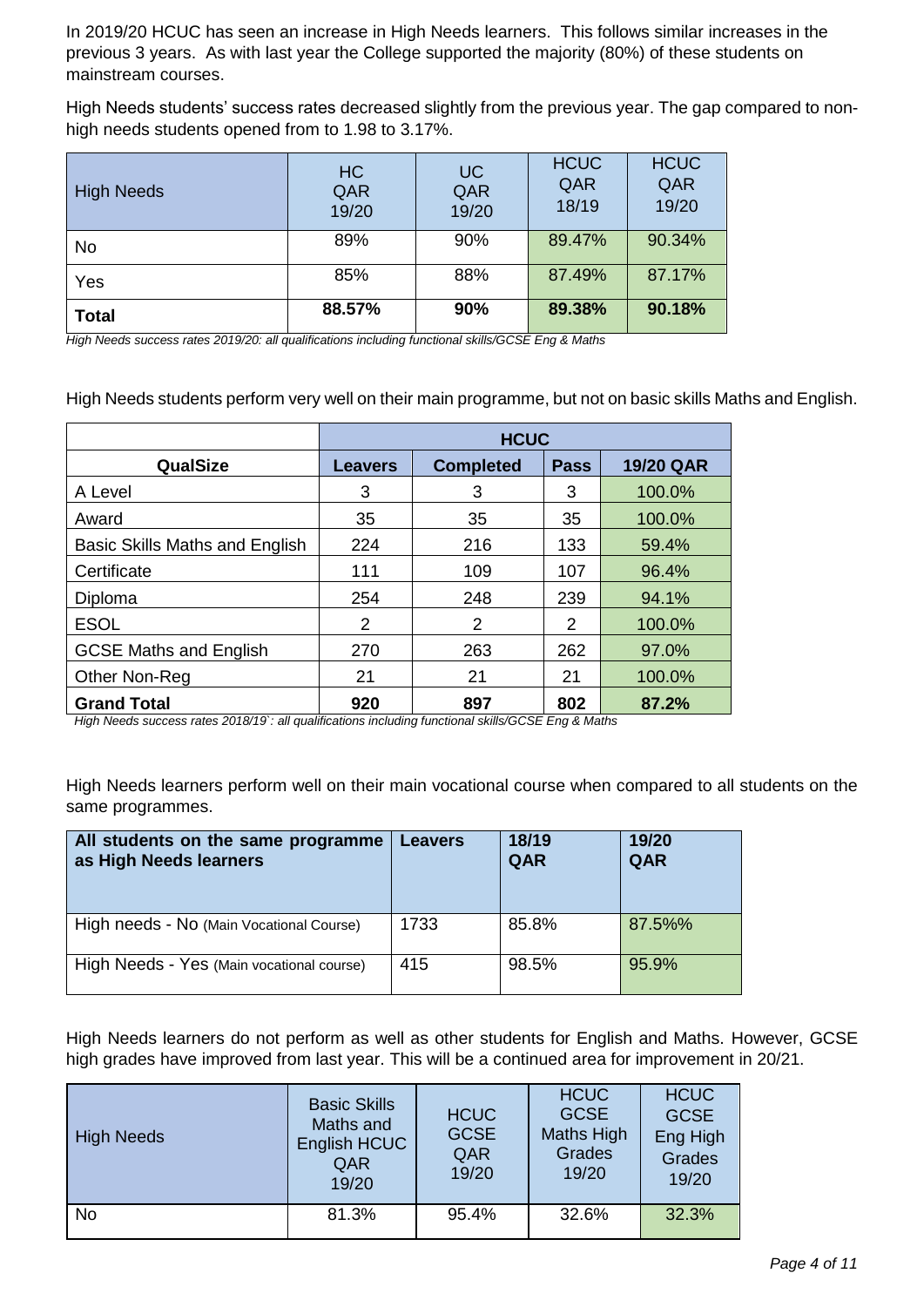In 2019/20 HCUC has seen an increase in High Needs learners. This follows similar increases in the previous 3 years. As with last year the College supported the majority (80%) of these students on mainstream courses.

High Needs students' success rates decreased slightly from the previous year. The gap compared to non-high needs students opened from to 1.98 to 3.17%.

| High Needs | HC QAR 19/20 | UC QAR 19/20 | HCUC QAR 18/19 | HCUC QAR 19/20 |
|---|---|---|---|---|
| No | 89% | 90% | 89.47% | 90.34% |
| Yes | 85% | 88% | 87.49% | 87.17% |
| **Total** | **88.57%** | **90%** | **89.38%** | **90.18%** |

*High Needs success rates 2019/20: all qualifications including functional skills/GCSE Eng & Maths*

High Needs students perform very well on their main programme, but not on basic skills Maths and English.

| | HCUC | | | |
|---|---|---|---|---|
| **QualSize** | **Leavers** | **Completed** | **Pass** | **19/20 QAR** |
| A Level | 3 | 3 | 3 | 100.0% |
| Award | 35 | 35 | 35 | 100.0% |
| Basic Skills Maths and English | 224 | 216 | 133 | 59.4% |
| Certificate | 111 | 109 | 107 | 96.4% |
| Diploma | 254 | 248 | 239 | 94.1% |
| ESOL | 2 | 2 | 2 | 100.0% |
| GCSE Maths and English | 270 | 263 | 262 | 97.0% |
| Other Non-Reg | 21 | 21 | 21 | 100.0% |
| **Grand Total** | **920** | **897** | **802** | **87.2%** |

*High Needs success rates 2018/19`: all qualifications including functional skills/GCSE Eng & Maths*

High Needs learners perform well on their main vocational course when compared to all students on the same programmes.

| All students on the same programme as High Needs learners | Leavers | 18/19 QAR | 19/20 QAR |
|---|---|---|---|
| High needs - No (Main Vocational Course) | 1733 | 85.8% | 87.5%% |
| High Needs - Yes (Main vocational course) | 415 | 98.5% | 95.9% |

High Needs learners do not perform as well as other students for English and Maths. However, GCSE high grades have improved from last year. This will be a continued area for improvement in 20/21.

| High Needs | Basic Skills Maths and English HCUC QAR 19/20 | HCUC GCSE QAR 19/20 | HCUC GCSE Maths High Grades 19/20 | HCUC GCSE Eng High Grades 19/20 |
|---|---|---|---|---|
| No | 81.3% | 95.4% | 32.6% | 32.3% |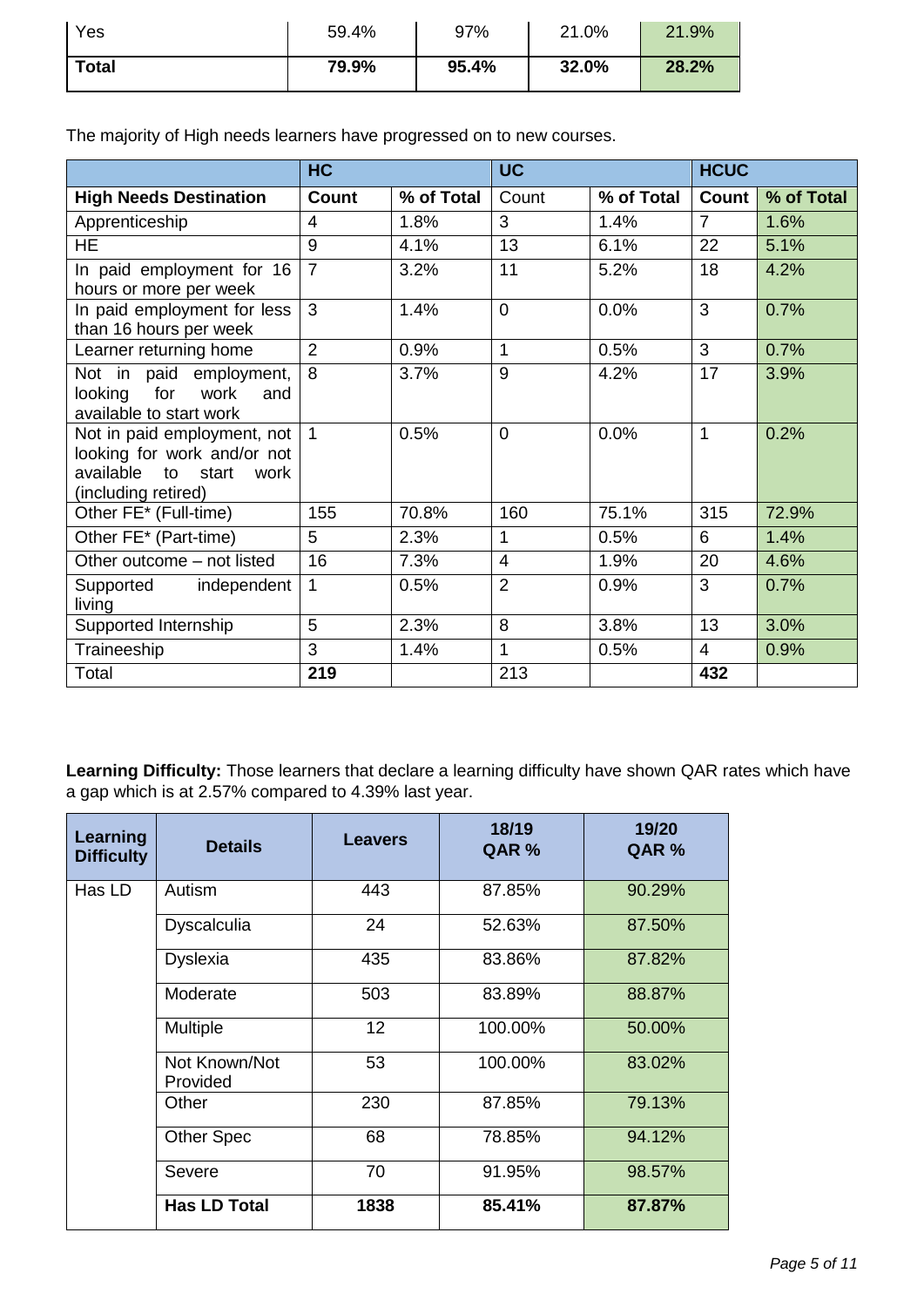| Yes | 59.4% | 97% | 21.0% | 21.9% |
|---|---|---|---|---|
| **Total** | **79.9%** | **95.4%** | **32.0%** | **28.2%** |

The majority of High needs learners have progressed on to new courses.

| | **HC** | | **UC** | | **HCUC** | |
|---|---|---|---|---|---|---|
| **High Needs Destination** | **Count** | **% of Total** | Count | % of Total | **Count** | **% of Total** |
| Apprenticeship | 4 | 1.8% | 3 | 1.4% | 7 | 1.6% |
| HE | 9 | 4.1% | 13 | 6.1% | 22 | 5.1% |
| In paid employment for 16 hours or more per week | 7 | 3.2% | 11 | 5.2% | 18 | 4.2% |
| In paid employment for less than 16 hours per week | 3 | 1.4% | 0 | 0.0% | 3 | 0.7% |
| Learner returning home | 2 | 0.9% | 1 | 0.5% | 3 | 0.7% |
| Not in paid employment, looking for work and available to start work | 8 | 3.7% | 9 | 4.2% | 17 | 3.9% |
| Not in paid employment, not looking for work and/or not available to start work (including retired) | 1 | 0.5% | 0 | 0.0% | 1 | 0.2% |
| Other FE* (Full-time) | 155 | 70.8% | 160 | 75.1% | 315 | 72.9% |
| Other FE* (Part-time) | 5 | 2.3% | 1 | 0.5% | 6 | 1.4% |
| Other outcome – not listed | 16 | 7.3% | 4 | 1.9% | 20 | 4.6% |
| Supported independent living | 1 | 0.5% | 2 | 0.9% | 3 | 0.7% |
| Supported Internship | 5 | 2.3% | 8 | 3.8% | 13 | 3.0% |
| Traineeship | 3 | 1.4% | 1 | 0.5% | 4 | 0.9% |
| Total | **219** | | 213 | | **432** | |

**Learning Difficulty:** Those learners that declare a learning difficulty have shown QAR rates which have a gap which is at 2.57% compared to 4.39% last year.

| **Learning Difficulty** | **Details** | **Leavers** | **18/19 QAR %** | **19/20 QAR %** |
|---|---|---|---|---|
| Has LD | Autism | 443 | 87.85% | 90.29% |
| | Dyscalculia | 24 | 52.63% | 87.50% |
| | Dyslexia | 435 | 83.86% | 87.82% |
| | Moderate | 503 | 83.89% | 88.87% |
| | Multiple | 12 | 100.00% | 50.00% |
| | Not Known/Not Provided | 53 | 100.00% | 83.02% |
| | Other | 230 | 87.85% | 79.13% |
| | Other Spec | 68 | 78.85% | 94.12% |
| | Severe | 70 | 91.95% | 98.57% |
| | **Has LD Total** | **1838** | **85.41%** | **87.87%** |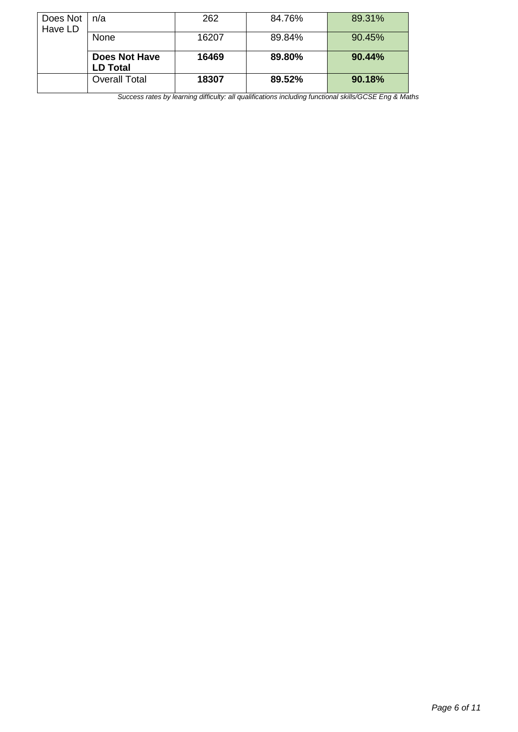| | | | | |
|---|---|---|---|---|
| Does Not Have LD | n/a | 262 | 84.76% | 89.31% |
| | None | 16207 | 89.84% | 90.45% |
| | **Does Not Have LD Total** | **16469** | **89.80%** | **90.44%** |
| | Overall Total | **18307** | **89.52%** | **90.18%** |

*Success rates by learning difficulty: all qualifications including functional skills/GCSE Eng & Maths*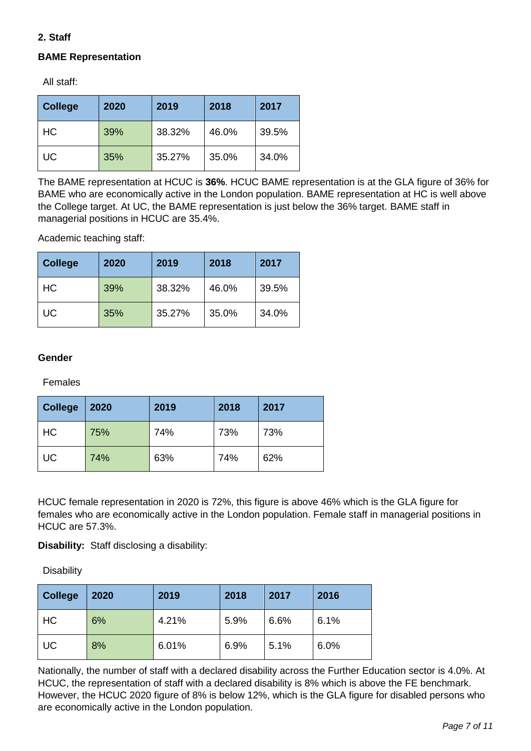## 2. Staff

### BAME Representation

All staff:

| College | 2020 | 2019 | 2018 | 2017 |
|---|---|---|---|---|
| HC | 39% | 38.32% | 46.0% | 39.5% |
| UC | 35% | 35.27% | 35.0% | 34.0% |

The BAME representation at HCUC is **36%**. HCUC BAME representation is at the GLA figure of 36% for BAME who are economically active in the London population. BAME representation at HC is well above the College target. At UC, the BAME representation is just below the 36% target. BAME staff in managerial positions in HCUC are 35.4%.

Academic teaching staff:

| College | 2020 | 2019 | 2018 | 2017 |
|---|---|---|---|---|
| HC | 39% | 38.32% | 46.0% | 39.5% |
| UC | 35% | 35.27% | 35.0% | 34.0% |

### Gender

Females

| College | 2020 | 2019 | 2018 | 2017 |
|---|---|---|---|---|
| HC | 75% | 74% | 73% | 73% |
| UC | 74% | 63% | 74% | 62% |

HCUC female representation in 2020 is 72%, this figure is above 46% which is the GLA figure for females who are economically active in the London population. Female staff in managerial positions in HCUC are 57.3%.

**Disability:** Staff disclosing a disability:

Disability

| College | 2020 | 2019 | 2018 | 2017 | 2016 |
|---|---|---|---|---|---|
| HC | 6% | 4.21% | 5.9% | 6.6% | 6.1% |
| UC | 8% | 6.01% | 6.9% | 5.1% | 6.0% |

Nationally, the number of staff with a declared disability across the Further Education sector is 4.0%. At HCUC, the representation of staff with a declared disability is 8% which is above the FE benchmark. However, the HCUC 2020 figure of 8% is below 12%, which is the GLA figure for disabled persons who are economically active in the London population.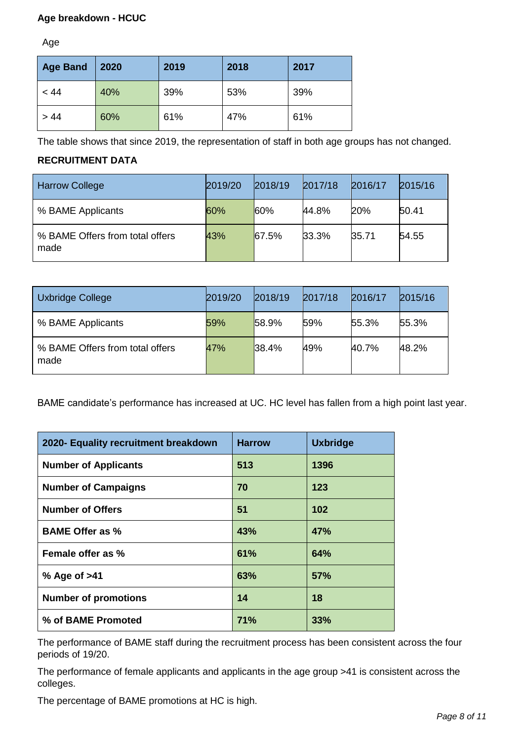**Age breakdown - HCUC**

Age

| Age Band | 2020 | 2019 | 2018 | 2017 |
|---|---|---|---|---|
| < 44 | 40% | 39% | 53% | 39% |
| > 44 | 60% | 61% | 47% | 61% |

The table shows that since 2019, the representation of staff in both age groups has not changed.

**RECRUITMENT DATA**

| Harrow College | 2019/20 | 2018/19 | 2017/18 | 2016/17 | 2015/16 |
|---|---|---|---|---|---|
| % BAME Applicants | 60% | 60% | 44.8% | 20% | 50.41 |
| % BAME Offers from total offers made | 43% | 67.5% | 33.3% | 35.71 | 54.55 |

| Uxbridge College | 2019/20 | 2018/19 | 2017/18 | 2016/17 | 2015/16 |
|---|---|---|---|---|---|
| % BAME Applicants | 59% | 58.9% | 59% | 55.3% | 55.3% |
| % BAME Offers from total offers made | 47% | 38.4% | 49% | 40.7% | 48.2% |

BAME candidate's performance has increased at UC. HC level has fallen from a high point last year.

| 2020- Equality recruitment breakdown | Harrow | Uxbridge |
|---|---|---|
| **Number of Applicants** | **513** | **1396** |
| **Number of Campaigns** | **70** | **123** |
| **Number of Offers** | **51** | **102** |
| **BAME Offer as %** | **43%** | **47%** |
| **Female offer as %** | **61%** | **64%** |
| **% Age of >41** | **63%** | **57%** |
| **Number of promotions** | **14** | **18** |
| **% of BAME Promoted** | **71%** | **33%** |

The performance of BAME staff during the recruitment process has been consistent across the four periods of 19/20.

The performance of female applicants and applicants in the age group >41 is consistent across the colleges.

The percentage of BAME promotions at HC is high.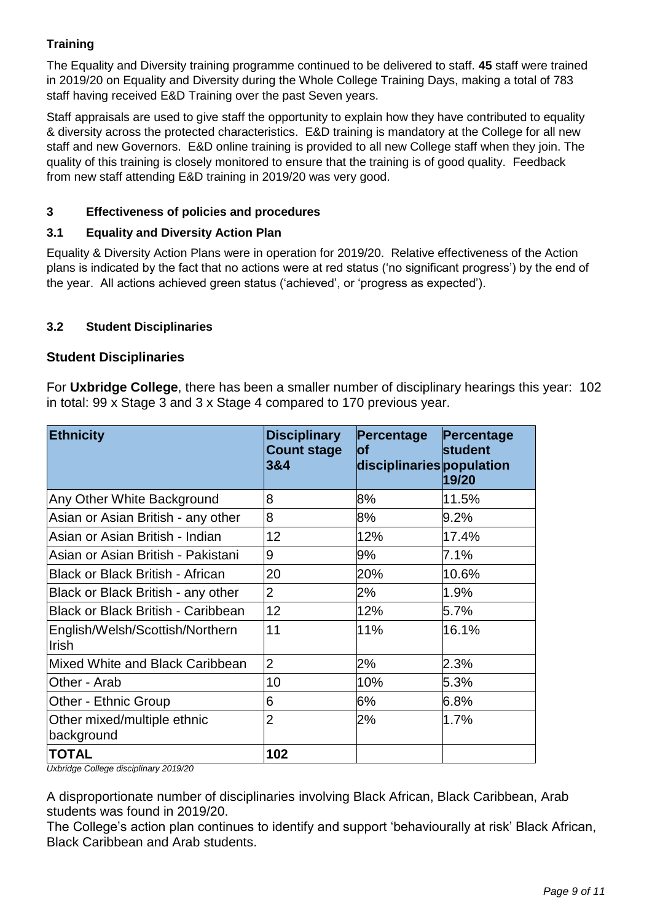**Training**

The Equality and Diversity training programme continued to be delivered to staff. **45** staff were trained in 2019/20 on Equality and Diversity during the Whole College Training Days, making a total of 783 staff having received E&D Training over the past Seven years.

Staff appraisals are used to give staff the opportunity to explain how they have contributed to equality & diversity across the protected characteristics. E&D training is mandatory at the College for all new staff and new Governors. E&D online training is provided to all new College staff when they join. The quality of this training is closely monitored to ensure that the training is of good quality. Feedback from new staff attending E&D training in 2019/20 was very good.

## 3 Effectiveness of policies and procedures

### 3.1 Equality and Diversity Action Plan

Equality & Diversity Action Plans were in operation for 2019/20. Relative effectiveness of the Action plans is indicated by the fact that no actions were at red status ('no significant progress') by the end of the year. All actions achieved green status ('achieved', or 'progress as expected').

### 3.2 Student Disciplinaries

### Student Disciplinaries

For **Uxbridge College**, there has been a smaller number of disciplinary hearings this year: 102 in total: 99 x Stage 3 and 3 x Stage 4 compared to 170 previous year.

| Ethnicity | Disciplinary Count stage 3&4 | Percentage of disciplinaries | Percentage student population 19/20 |
|---|---|---|---|
| Any Other White Background | 8 | 8% | 11.5% |
| Asian or Asian British - any other | 8 | 8% | 9.2% |
| Asian or Asian British - Indian | 12 | 12% | 17.4% |
| Asian or Asian British - Pakistani | 9 | 9% | 7.1% |
| Black or Black British - African | 20 | 20% | 10.6% |
| Black or Black British - any other | 2 | 2% | 1.9% |
| Black or Black British - Caribbean | 12 | 12% | 5.7% |
| English/Welsh/Scottish/Northern Irish | 11 | 11% | 16.1% |
| Mixed White and Black Caribbean | 2 | 2% | 2.3% |
| Other - Arab | 10 | 10% | 5.3% |
| Other - Ethnic Group | 6 | 6% | 6.8% |
| Other mixed/multiple ethnic background | 2 | 2% | 1.7% |
| **TOTAL** | **102** | | |

*Uxbridge College disciplinary 2019/20*

A disproportionate number of disciplinaries involving Black African, Black Caribbean, Arab students was found in 2019/20.
The College's action plan continues to identify and support 'behaviourally at risk' Black African, Black Caribbean and Arab students.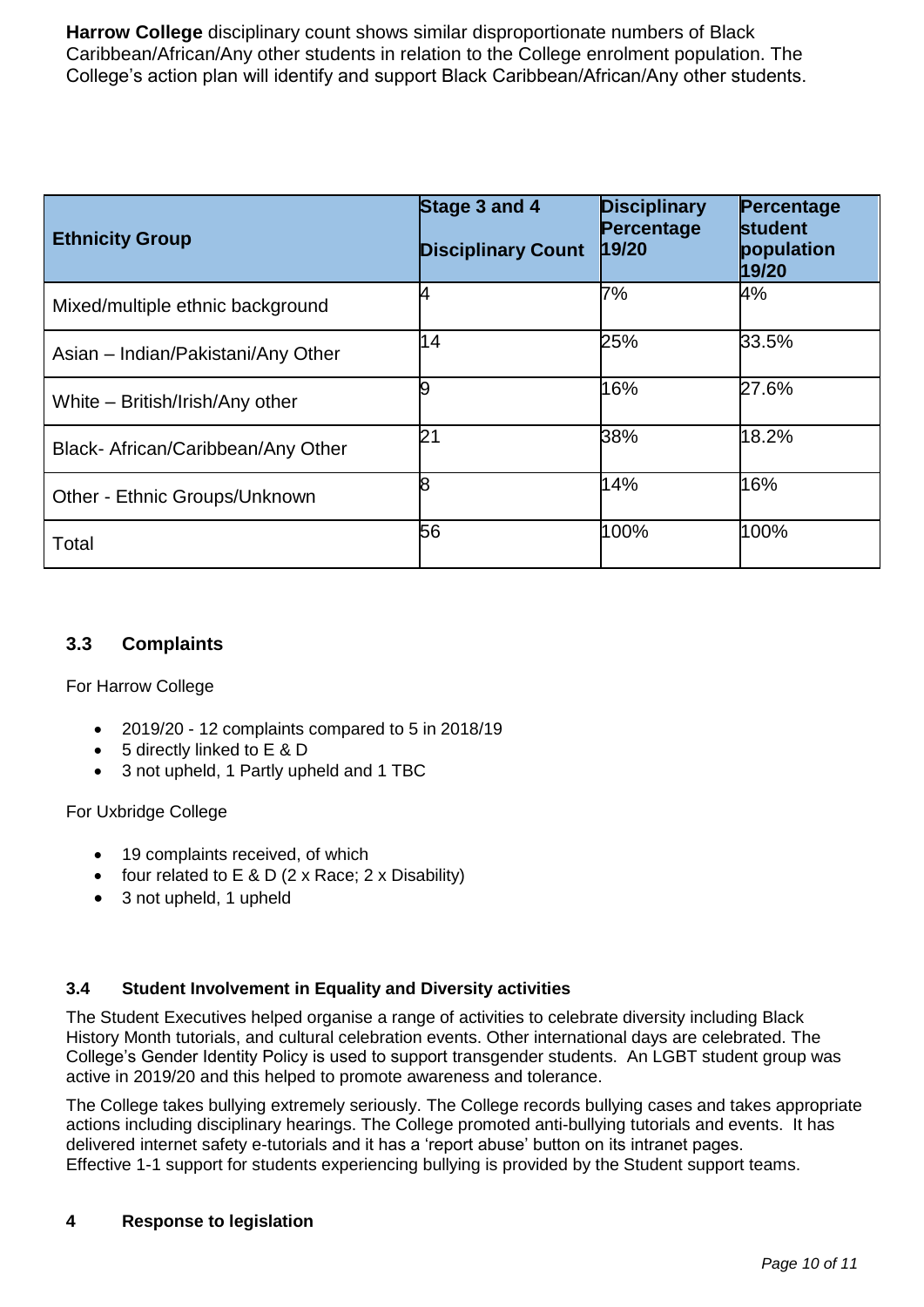**Harrow College** disciplinary count shows similar disproportionate numbers of Black Caribbean/African/Any other students in relation to the College enrolment population. The College's action plan will identify and support Black Caribbean/African/Any other students.

| Ethnicity Group | Stage 3 and 4 Disciplinary Count | Disciplinary Percentage 19/20 | Percentage student population 19/20 |
|---|---|---|---|
| Mixed/multiple ethnic background | 4 | 7% | 4% |
| Asian – Indian/Pakistani/Any Other | 14 | 25% | 33.5% |
| White – British/Irish/Any other | 9 | 16% | 27.6% |
| Black- African/Caribbean/Any Other | 21 | 38% | 18.2% |
| Other - Ethnic Groups/Unknown | 8 | 14% | 16% |
| Total | 56 | 100% | 100% |

### 3.3 Complaints

For Harrow College

- 2019/20 - 12 complaints compared to 5 in 2018/19
- 5 directly linked to E & D
- 3 not upheld, 1 Partly upheld and 1 TBC

For Uxbridge College

- 19 complaints received, of which
- four related to E & D (2 x Race; 2 x Disability)
- 3 not upheld, 1 upheld

### 3.4 Student Involvement in Equality and Diversity activities

The Student Executives helped organise a range of activities to celebrate diversity including Black History Month tutorials, and cultural celebration events. Other international days are celebrated. The College's Gender Identity Policy is used to support transgender students. An LGBT student group was active in 2019/20 and this helped to promote awareness and tolerance.

The College takes bullying extremely seriously. The College records bullying cases and takes appropriate actions including disciplinary hearings. The College promoted anti-bullying tutorials and events. It has delivered internet safety e-tutorials and it has a 'report abuse' button on its intranet pages. Effective 1-1 support for students experiencing bullying is provided by the Student support teams.

## 4 Response to legislation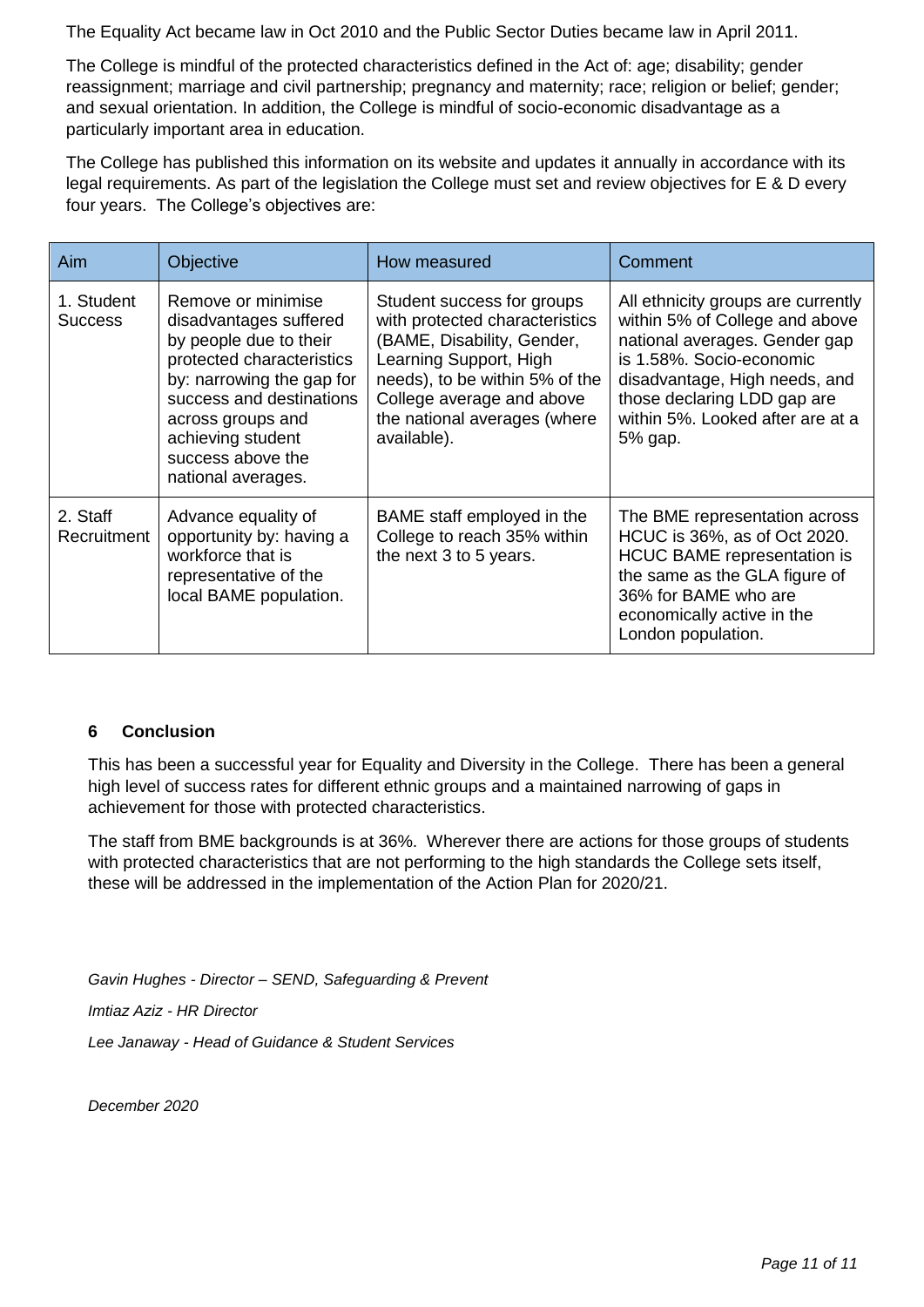The Equality Act became law in Oct 2010 and the Public Sector Duties became law in April 2011.

The College is mindful of the protected characteristics defined in the Act of: age; disability; gender reassignment; marriage and civil partnership; pregnancy and maternity; race; religion or belief; gender; and sexual orientation. In addition, the College is mindful of socio-economic disadvantage as a particularly important area in education.

The College has published this information on its website and updates it annually in accordance with its legal requirements. As part of the legislation the College must set and review objectives for E & D every four years. The College's objectives are:

| Aim | Objective | How measured | Comment |
|---|---|---|---|
| 1. Student Success | Remove or minimise disadvantages suffered by people due to their protected characteristics by: narrowing the gap for success and destinations across groups and achieving student success above the national averages. | Student success for groups with protected characteristics (BAME, Disability, Gender, Learning Support, High needs), to be within 5% of the College average and above the national averages (where available). | All ethnicity groups are currently within 5% of College and above national averages. Gender gap is 1.58%. Socio-economic disadvantage, High needs, and those declaring LDD gap are within 5%. Looked after are at a 5% gap. |
| 2. Staff Recruitment | Advance equality of opportunity by: having a workforce that is representative of the local BAME population. | BAME staff employed in the College to reach 35% within the next 3 to 5 years. | The BME representation across HCUC is 36%, as of Oct 2020. HCUC BAME representation is the same as the GLA figure of 36% for BAME who are economically active in the London population. |

## 6 Conclusion

This has been a successful year for Equality and Diversity in the College. There has been a general high level of success rates for different ethnic groups and a maintained narrowing of gaps in achievement for those with protected characteristics.

The staff from BME backgrounds is at 36%. Wherever there are actions for those groups of students with protected characteristics that are not performing to the high standards the College sets itself, these will be addressed in the implementation of the Action Plan for 2020/21.

*Gavin Hughes - Director – SEND, Safeguarding & Prevent*

*Imtiaz Aziz - HR Director*

*Lee Janaway - Head of Guidance & Student Services*

*December 2020*